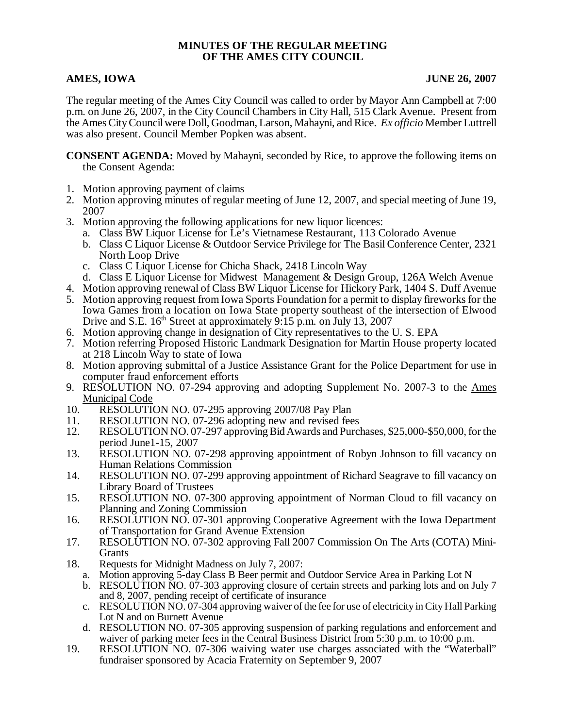**MINUTES OF THE REGULAR MEETING OF THE AMES CITY COUNCIL**

**AMES, IOWA** **JUNE 26, 2007**

The regular meeting of the Ames City Council was called to order by Mayor Ann Campbell at 7:00 p.m. on June 26, 2007, in the City Council Chambers in City Hall, 515 Clark Avenue. Present from the Ames City Council were Doll, Goodman, Larson, Mahayni, and Rice. *Ex officio* Member Luttrell was also present. Council Member Popken was absent.

**CONSENT AGENDA:** Moved by Mahayni, seconded by Rice, to approve the following items on the Consent Agenda:

1. Motion approving payment of claims
2. Motion approving minutes of regular meeting of June 12, 2007, and special meeting of June 19, 2007
3. Motion approving the following applications for new liquor licences:
   a. Class BW Liquor License for Le's Vietnamese Restaurant, 113 Colorado Avenue
   b. Class C Liquor License & Outdoor Service Privilege for The Basil Conference Center, 2321 North Loop Drive
   c. Class C Liquor License for Chicha Shack, 2418 Lincoln Way
   d. Class E Liquor License for Midwest Management & Design Group, 126A Welch Avenue
4. Motion approving renewal of Class BW Liquor License for Hickory Park, 1404 S. Duff Avenue
5. Motion approving request from Iowa Sports Foundation for a permit to display fireworks for the Iowa Games from a location on Iowa State property southeast of the intersection of Elwood Drive and S.E. 16th Street at approximately 9:15 p.m. on July 13, 2007
6. Motion approving change in designation of City representatives to the U. S. EPA
7. Motion referring Proposed Historic Landmark Designation for Martin House property located at 218 Lincoln Way to state of Iowa
8. Motion approving submittal of a Justice Assistance Grant for the Police Department for use in computer fraud enforcement efforts
9. RESOLUTION NO. 07-294 approving and adopting Supplement No. 2007-3 to the Ames Municipal Code
10. RESOLUTION NO. 07-295 approving 2007/08 Pay Plan
11. RESOLUTION NO. 07-296 adopting new and revised fees
12. RESOLUTION NO. 07-297 approving Bid Awards and Purchases, $25,000-$50,000, for the period June1-15, 2007
13. RESOLUTION NO. 07-298 approving appointment of Robyn Johnson to fill vacancy on Human Relations Commission
14. RESOLUTION NO. 07-299 approving appointment of Richard Seagrave to fill vacancy on Library Board of Trustees
15. RESOLUTION NO. 07-300 approving appointment of Norman Cloud to fill vacancy on Planning and Zoning Commission
16. RESOLUTION NO. 07-301 approving Cooperative Agreement with the Iowa Department of Transportation for Grand Avenue Extension
17. RESOLUTION NO. 07-302 approving Fall 2007 Commission On The Arts (COTA) Mini-Grants
18. Requests for Midnight Madness on July 7, 2007:
    a. Motion approving 5-day Class B Beer permit and Outdoor Service Area in Parking Lot N
    b. RESOLUTION NO. 07-303 approving closure of certain streets and parking lots and on July 7 and 8, 2007, pending receipt of certificate of insurance
    c. RESOLUTION NO. 07-304 approving waiver of the fee for use of electricity in City Hall Parking Lot N and on Burnett Avenue
    d. RESOLUTION NO. 07-305 approving suspension of parking regulations and enforcement and waiver of parking meter fees in the Central Business District from 5:30 p.m. to 10:00 p.m.
19. RESOLUTION NO. 07-306 waiving water use charges associated with the "Waterball" fundraiser sponsored by Acacia Fraternity on September 9, 2007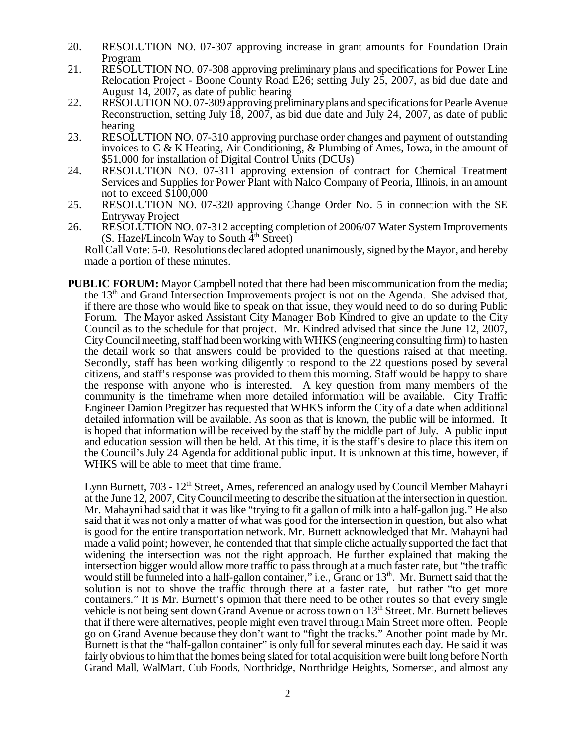20. RESOLUTION NO. 07-307 approving increase in grant amounts for Foundation Drain Program
21. RESOLUTION NO. 07-308 approving preliminary plans and specifications for Power Line Relocation Project - Boone County Road E26; setting July 25, 2007, as bid due date and August 14, 2007, as date of public hearing
22. RESOLUTION NO. 07-309 approving preliminary plans and specifications for Pearle Avenue Reconstruction, setting July 18, 2007, as bid due date and July 24, 2007, as date of public hearing
23. RESOLUTION NO. 07-310 approving purchase order changes and payment of outstanding invoices to C & K Heating, Air Conditioning, & Plumbing of Ames, Iowa, in the amount of $51,000 for installation of Digital Control Units (DCUs)
24. RESOLUTION NO. 07-311 approving extension of contract for Chemical Treatment Services and Supplies for Power Plant with Nalco Company of Peoria, Illinois, in an amount not to exceed $100,000
25. RESOLUTION NO. 07-320 approving Change Order No. 5 in connection with the SE Entryway Project
26. RESOLUTION NO. 07-312 accepting completion of 2006/07 Water System Improvements (S. Hazel/Lincoln Way to South 4th Street)

Roll Call Vote: 5-0. Resolutions declared adopted unanimously, signed by the Mayor, and hereby made a portion of these minutes.

**PUBLIC FORUM:** Mayor Campbell noted that there had been miscommunication from the media; the 13th and Grand Intersection Improvements project is not on the Agenda. She advised that, if there are those who would like to speak on that issue, they would need to do so during Public Forum. The Mayor asked Assistant City Manager Bob Kindred to give an update to the City Council as to the schedule for that project. Mr. Kindred advised that since the June 12, 2007, City Council meeting, staff had been working with WHKS (engineering consulting firm) to hasten the detail work so that answers could be provided to the questions raised at that meeting. Secondly, staff has been working diligently to respond to the 22 questions posed by several citizens, and staff's response was provided to them this morning. Staff would be happy to share the response with anyone who is interested. A key question from many members of the community is the timeframe when more detailed information will be available. City Traffic Engineer Damion Pregitzer has requested that WHKS inform the City of a date when additional detailed information will be available. As soon as that is known, the public will be informed. It is hoped that information will be received by the staff by the middle part of July. A public input and education session will then be held. At this time, it is the staff's desire to place this item on the Council's July 24 Agenda for additional public input. It is unknown at this time, however, if WHKS will be able to meet that time frame.

Lynn Burnett, 703 - 12th Street, Ames, referenced an analogy used by Council Member Mahayni at the June 12, 2007, City Council meeting to describe the situation at the intersection in question. Mr. Mahayni had said that it was like "trying to fit a gallon of milk into a half-gallon jug." He also said that it was not only a matter of what was good for the intersection in question, but also what is good for the entire transportation network. Mr. Burnett acknowledged that Mr. Mahayni had made a valid point; however, he contended that that simple cliche actually supported the fact that widening the intersection was not the right approach. He further explained that making the intersection bigger would allow more traffic to pass through at a much faster rate, but "the traffic would still be funneled into a half-gallon container," i.e., Grand or 13th. Mr. Burnett said that the solution is not to shove the traffic through there at a faster rate, but rather "to get more containers." It is Mr. Burnett's opinion that there need to be other routes so that every single vehicle is not being sent down Grand Avenue or across town on 13th Street. Mr. Burnett believes that if there were alternatives, people might even travel through Main Street more often. People go on Grand Avenue because they don't want to "fight the tracks." Another point made by Mr. Burnett is that the "half-gallon container" is only full for several minutes each day. He said it was fairly obvious to him that the homes being slated for total acquisition were built long before North Grand Mall, WalMart, Cub Foods, Northridge, Northridge Heights, Somerset, and almost any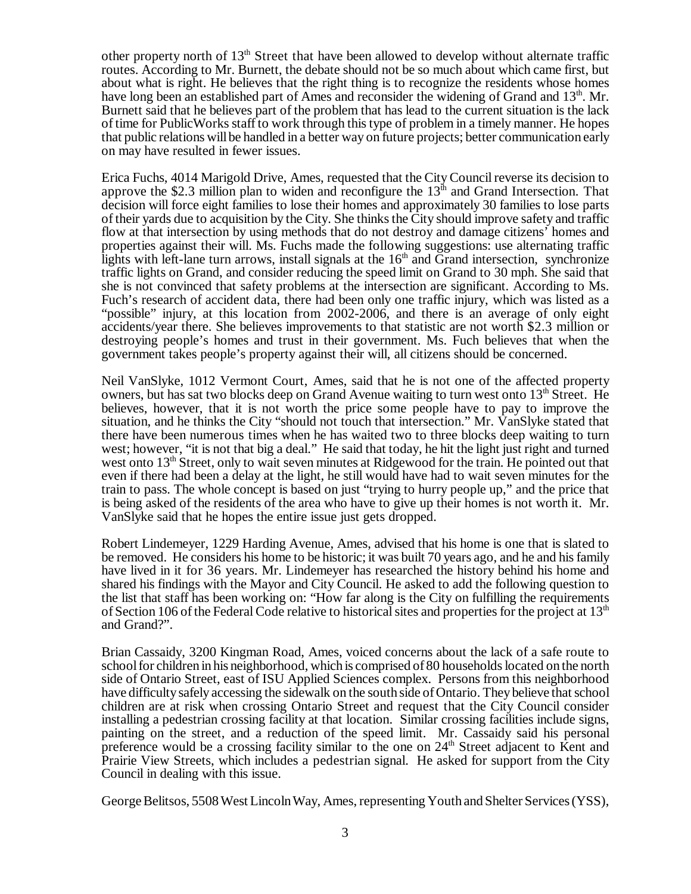other property north of 13th Street that have been allowed to develop without alternate traffic routes. According to Mr. Burnett, the debate should not be so much about which came first, but about what is right. He believes that the right thing is to recognize the residents whose homes have long been an established part of Ames and reconsider the widening of Grand and 13th. Mr. Burnett said that he believes part of the problem that has lead to the current situation is the lack of time for PublicWorks staff to work through this type of problem in a timely manner. He hopes that public relations will be handled in a better way on future projects; better communication early on may have resulted in fewer issues.

Erica Fuchs, 4014 Marigold Drive, Ames, requested that the City Council reverse its decision to approve the $2.3 million plan to widen and reconfigure the 13th and Grand Intersection. That decision will force eight families to lose their homes and approximately 30 families to lose parts of their yards due to acquisition by the City. She thinks the City should improve safety and traffic flow at that intersection by using methods that do not destroy and damage citizens' homes and properties against their will. Ms. Fuchs made the following suggestions: use alternating traffic lights with left-lane turn arrows, install signals at the 16th and Grand intersection, synchronize traffic lights on Grand, and consider reducing the speed limit on Grand to 30 mph. She said that she is not convinced that safety problems at the intersection are significant. According to Ms. Fuch's research of accident data, there had been only one traffic injury, which was listed as a "possible" injury, at this location from 2002-2006, and there is an average of only eight accidents/year there. She believes improvements to that statistic are not worth $2.3 million or destroying people's homes and trust in their government. Ms. Fuch believes that when the government takes people's property against their will, all citizens should be concerned.

Neil VanSlyke, 1012 Vermont Court, Ames, said that he is not one of the affected property owners, but has sat two blocks deep on Grand Avenue waiting to turn west onto 13th Street. He believes, however, that it is not worth the price some people have to pay to improve the situation, and he thinks the City "should not touch that intersection." Mr. VanSlyke stated that there have been numerous times when he has waited two to three blocks deep waiting to turn west; however, "it is not that big a deal." He said that today, he hit the light just right and turned west onto 13th Street, only to wait seven minutes at Ridgewood for the train. He pointed out that even if there had been a delay at the light, he still would have had to wait seven minutes for the train to pass. The whole concept is based on just "trying to hurry people up," and the price that is being asked of the residents of the area who have to give up their homes is not worth it. Mr. VanSlyke said that he hopes the entire issue just gets dropped.

Robert Lindemeyer, 1229 Harding Avenue, Ames, advised that his home is one that is slated to be removed. He considers his home to be historic; it was built 70 years ago, and he and his family have lived in it for 36 years. Mr. Lindemeyer has researched the history behind his home and shared his findings with the Mayor and City Council. He asked to add the following question to the list that staff has been working on: "How far along is the City on fulfilling the requirements of Section 106 of the Federal Code relative to historical sites and properties for the project at 13th and Grand?".

Brian Cassaidy, 3200 Kingman Road, Ames, voiced concerns about the lack of a safe route to school for children in his neighborhood, which is comprised of 80 households located on the north side of Ontario Street, east of ISU Applied Sciences complex. Persons from this neighborhood have difficulty safely accessing the sidewalk on the south side of Ontario. They believe that school children are at risk when crossing Ontario Street and request that the City Council consider installing a pedestrian crossing facility at that location. Similar crossing facilities include signs, painting on the street, and a reduction of the speed limit. Mr. Cassaidy said his personal preference would be a crossing facility similar to the one on 24th Street adjacent to Kent and Prairie View Streets, which includes a pedestrian signal. He asked for support from the City Council in dealing with this issue.

George Belitsos, 5508 West Lincoln Way, Ames, representing Youth and Shelter Services (YSS),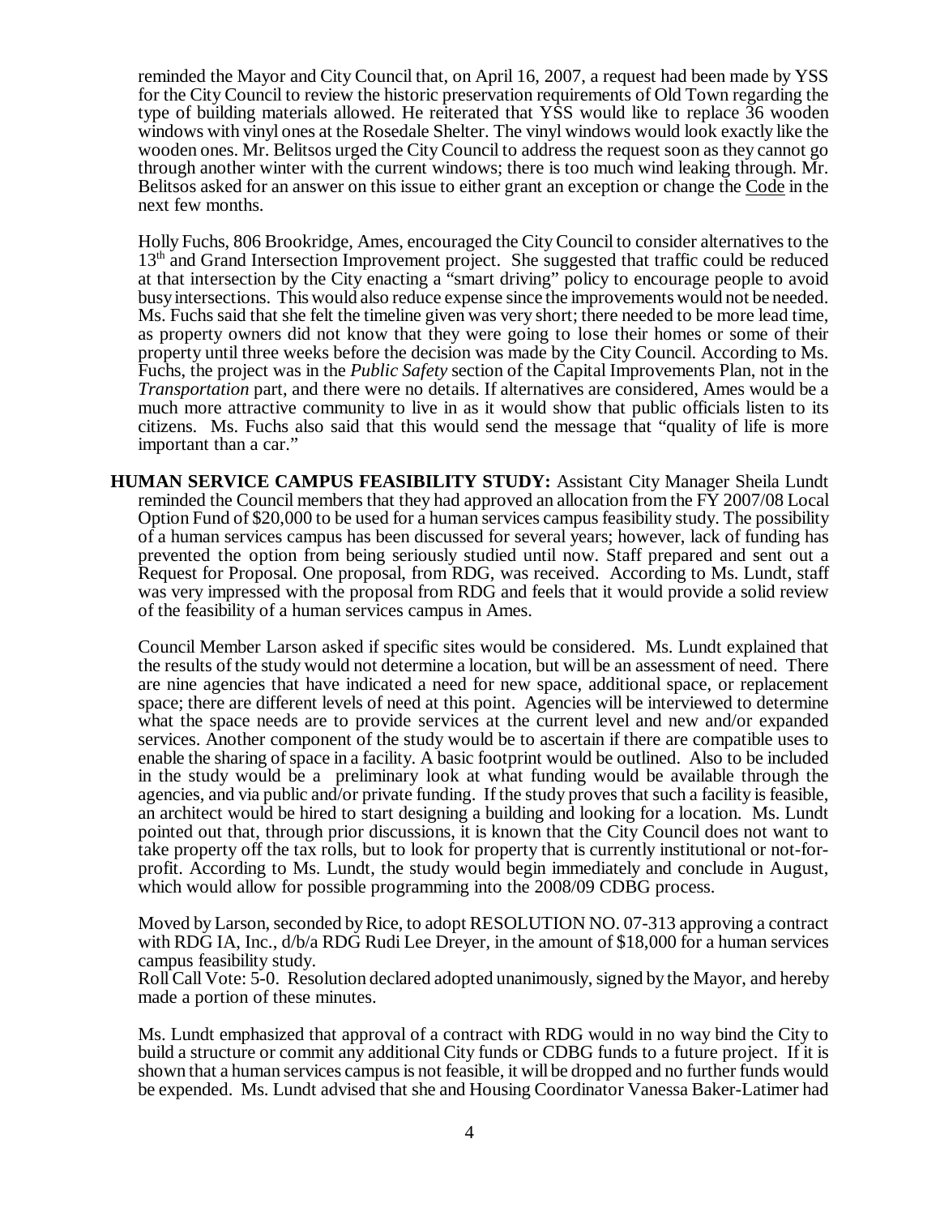reminded the Mayor and City Council that, on April 16, 2007, a request had been made by YSS for the City Council to review the historic preservation requirements of Old Town regarding the type of building materials allowed. He reiterated that YSS would like to replace 36 wooden windows with vinyl ones at the Rosedale Shelter. The vinyl windows would look exactly like the wooden ones. Mr. Belitsos urged the City Council to address the request soon as they cannot go through another winter with the current windows; there is too much wind leaking through. Mr. Belitsos asked for an answer on this issue to either grant an exception or change the Code in the next few months.

Holly Fuchs, 806 Brookridge, Ames, encouraged the City Council to consider alternatives to the 13th and Grand Intersection Improvement project. She suggested that traffic could be reduced at that intersection by the City enacting a "smart driving" policy to encourage people to avoid busy intersections. This would also reduce expense since the improvements would not be needed. Ms. Fuchs said that she felt the timeline given was very short; there needed to be more lead time, as property owners did not know that they were going to lose their homes or some of their property until three weeks before the decision was made by the City Council. According to Ms. Fuchs, the project was in the *Public Safety* section of the Capital Improvements Plan, not in the *Transportation* part, and there were no details. If alternatives are considered, Ames would be a much more attractive community to live in as it would show that public officials listen to its citizens. Ms. Fuchs also said that this would send the message that "quality of life is more important than a car."

**HUMAN SERVICE CAMPUS FEASIBILITY STUDY:** Assistant City Manager Sheila Lundt reminded the Council members that they had approved an allocation from the FY 2007/08 Local Option Fund of $20,000 to be used for a human services campus feasibility study. The possibility of a human services campus has been discussed for several years; however, lack of funding has prevented the option from being seriously studied until now. Staff prepared and sent out a Request for Proposal. One proposal, from RDG, was received. According to Ms. Lundt, staff was very impressed with the proposal from RDG and feels that it would provide a solid review of the feasibility of a human services campus in Ames.

Council Member Larson asked if specific sites would be considered. Ms. Lundt explained that the results of the study would not determine a location, but will be an assessment of need. There are nine agencies that have indicated a need for new space, additional space, or replacement space; there are different levels of need at this point. Agencies will be interviewed to determine what the space needs are to provide services at the current level and new and/or expanded services. Another component of the study would be to ascertain if there are compatible uses to enable the sharing of space in a facility. A basic footprint would be outlined. Also to be included in the study would be a preliminary look at what funding would be available through the agencies, and via public and/or private funding. If the study proves that such a facility is feasible, an architect would be hired to start designing a building and looking for a location. Ms. Lundt pointed out that, through prior discussions, it is known that the City Council does not want to take property off the tax rolls, but to look for property that is currently institutional or not-for-profit. According to Ms. Lundt, the study would begin immediately and conclude in August, which would allow for possible programming into the 2008/09 CDBG process.

Moved by Larson, seconded by Rice, to adopt RESOLUTION NO. 07-313 approving a contract with RDG IA, Inc., d/b/a RDG Rudi Lee Dreyer, in the amount of $18,000 for a human services campus feasibility study.
Roll Call Vote: 5-0. Resolution declared adopted unanimously, signed by the Mayor, and hereby made a portion of these minutes.

Ms. Lundt emphasized that approval of a contract with RDG would in no way bind the City to build a structure or commit any additional City funds or CDBG funds to a future project. If it is shown that a human services campus is not feasible, it will be dropped and no further funds would be expended. Ms. Lundt advised that she and Housing Coordinator Vanessa Baker-Latimer had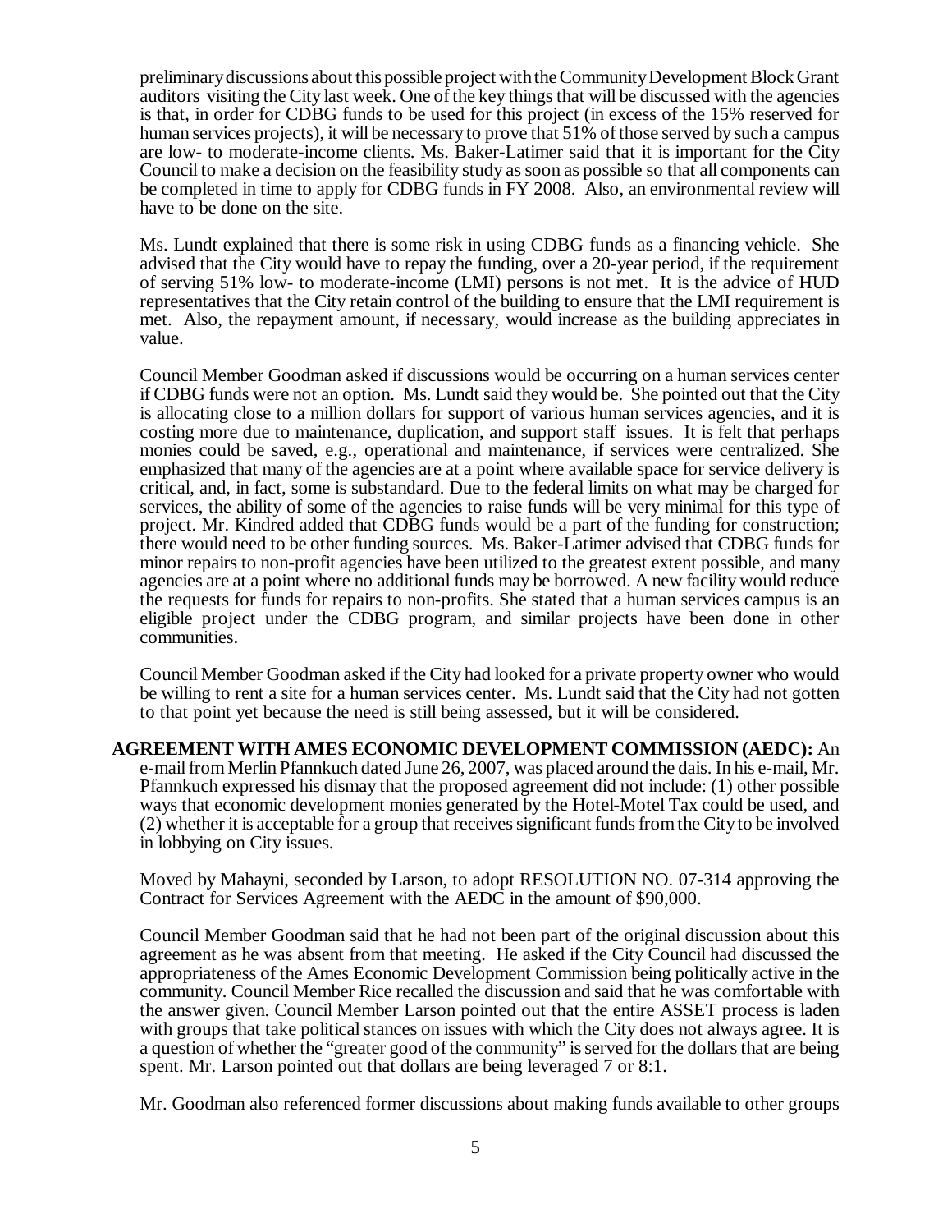preliminary discussions about this possible project with the Community Development Block Grant auditors visiting the City last week. One of the key things that will be discussed with the agencies is that, in order for CDBG funds to be used for this project (in excess of the 15% reserved for human services projects), it will be necessary to prove that 51% of those served by such a campus are low- to moderate-income clients. Ms. Baker-Latimer said that it is important for the City Council to make a decision on the feasibility study as soon as possible so that all components can be completed in time to apply for CDBG funds in FY 2008. Also, an environmental review will have to be done on the site.

Ms. Lundt explained that there is some risk in using CDBG funds as a financing vehicle. She advised that the City would have to repay the funding, over a 20-year period, if the requirement of serving 51% low- to moderate-income (LMI) persons is not met. It is the advice of HUD representatives that the City retain control of the building to ensure that the LMI requirement is met. Also, the repayment amount, if necessary, would increase as the building appreciates in value.

Council Member Goodman asked if discussions would be occurring on a human services center if CDBG funds were not an option. Ms. Lundt said they would be. She pointed out that the City is allocating close to a million dollars for support of various human services agencies, and it is costing more due to maintenance, duplication, and support staff issues. It is felt that perhaps monies could be saved, e.g., operational and maintenance, if services were centralized. She emphasized that many of the agencies are at a point where available space for service delivery is critical, and, in fact, some is substandard. Due to the federal limits on what may be charged for services, the ability of some of the agencies to raise funds will be very minimal for this type of project. Mr. Kindred added that CDBG funds would be a part of the funding for construction; there would need to be other funding sources. Ms. Baker-Latimer advised that CDBG funds for minor repairs to non-profit agencies have been utilized to the greatest extent possible, and many agencies are at a point where no additional funds may be borrowed. A new facility would reduce the requests for funds for repairs to non-profits. She stated that a human services campus is an eligible project under the CDBG program, and similar projects have been done in other communities.

Council Member Goodman asked if the City had looked for a private property owner who would be willing to rent a site for a human services center. Ms. Lundt said that the City had not gotten to that point yet because the need is still being assessed, but it will be considered.

**AGREEMENT WITH AMES ECONOMIC DEVELOPMENT COMMISSION (AEDC):** An e-mail from Merlin Pfannkuch dated June 26, 2007, was placed around the dais. In his e-mail, Mr. Pfannkuch expressed his dismay that the proposed agreement did not include: (1) other possible ways that economic development monies generated by the Hotel-Motel Tax could be used, and (2) whether it is acceptable for a group that receives significant funds from the City to be involved in lobbying on City issues.

Moved by Mahayni, seconded by Larson, to adopt RESOLUTION NO. 07-314 approving the Contract for Services Agreement with the AEDC in the amount of $90,000.

Council Member Goodman said that he had not been part of the original discussion about this agreement as he was absent from that meeting. He asked if the City Council had discussed the appropriateness of the Ames Economic Development Commission being politically active in the community. Council Member Rice recalled the discussion and said that he was comfortable with the answer given. Council Member Larson pointed out that the entire ASSET process is laden with groups that take political stances on issues with which the City does not always agree. It is a question of whether the "greater good of the community" is served for the dollars that are being spent. Mr. Larson pointed out that dollars are being leveraged 7 or 8:1.

Mr. Goodman also referenced former discussions about making funds available to other groups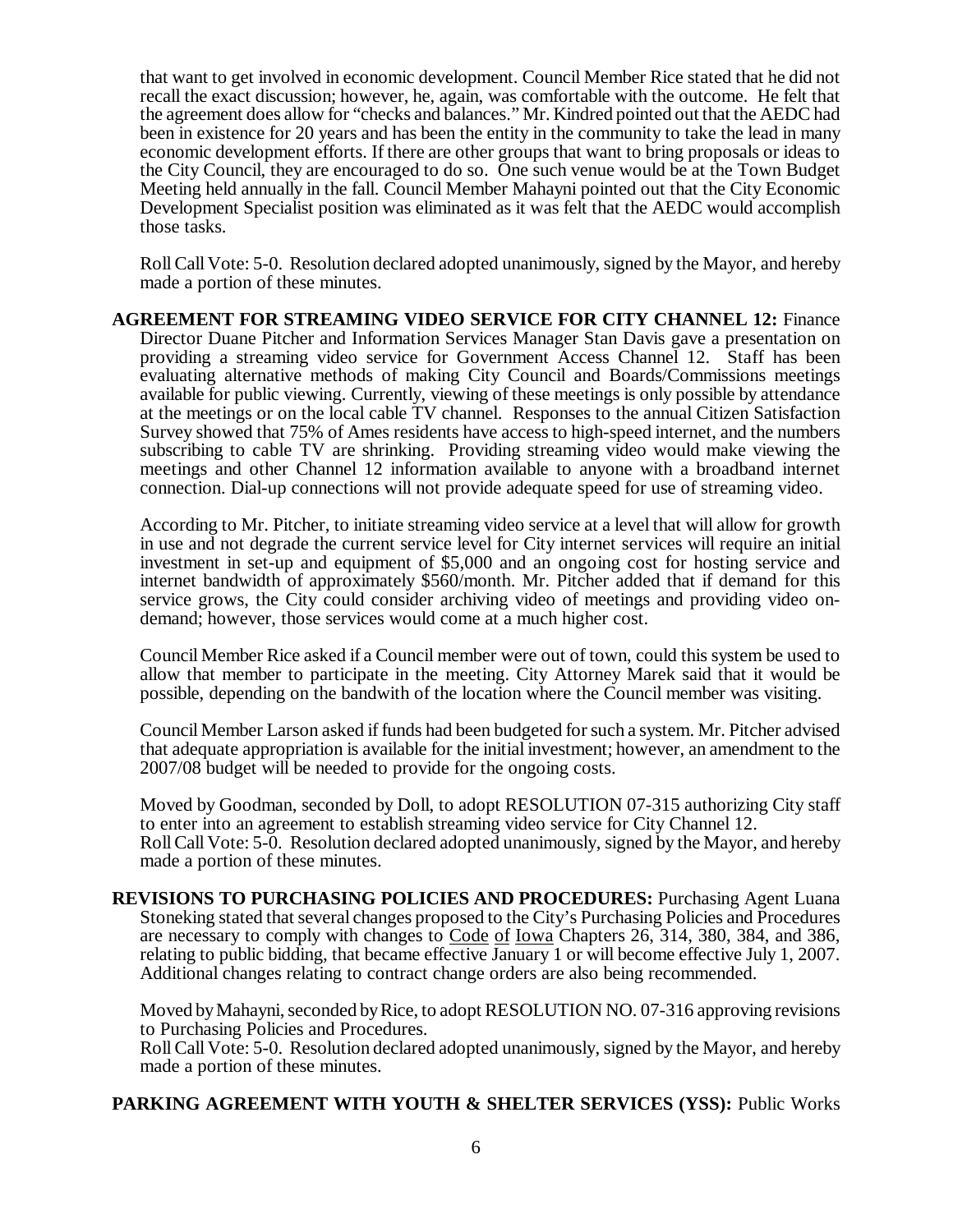that want to get involved in economic development. Council Member Rice stated that he did not recall the exact discussion; however, he, again, was comfortable with the outcome. He felt that the agreement does allow for "checks and balances." Mr. Kindred pointed out that the AEDC had been in existence for 20 years and has been the entity in the community to take the lead in many economic development efforts. If there are other groups that want to bring proposals or ideas to the City Council, they are encouraged to do so. One such venue would be at the Town Budget Meeting held annually in the fall. Council Member Mahayni pointed out that the City Economic Development Specialist position was eliminated as it was felt that the AEDC would accomplish those tasks.

Roll Call Vote: 5-0. Resolution declared adopted unanimously, signed by the Mayor, and hereby made a portion of these minutes.

**AGREEMENT FOR STREAMING VIDEO SERVICE FOR CITY CHANNEL 12:** Finance Director Duane Pitcher and Information Services Manager Stan Davis gave a presentation on providing a streaming video service for Government Access Channel 12. Staff has been evaluating alternative methods of making City Council and Boards/Commissions meetings available for public viewing. Currently, viewing of these meetings is only possible by attendance at the meetings or on the local cable TV channel. Responses to the annual Citizen Satisfaction Survey showed that 75% of Ames residents have access to high-speed internet, and the numbers subscribing to cable TV are shrinking. Providing streaming video would make viewing the meetings and other Channel 12 information available to anyone with a broadband internet connection. Dial-up connections will not provide adequate speed for use of streaming video.

According to Mr. Pitcher, to initiate streaming video service at a level that will allow for growth in use and not degrade the current service level for City internet services will require an initial investment in set-up and equipment of $5,000 and an ongoing cost for hosting service and internet bandwidth of approximately $560/month. Mr. Pitcher added that if demand for this service grows, the City could consider archiving video of meetings and providing video on-demand; however, those services would come at a much higher cost.

Council Member Rice asked if a Council member were out of town, could this system be used to allow that member to participate in the meeting. City Attorney Marek said that it would be possible, depending on the bandwith of the location where the Council member was visiting.

Council Member Larson asked if funds had been budgeted for such a system. Mr. Pitcher advised that adequate appropriation is available for the initial investment; however, an amendment to the 2007/08 budget will be needed to provide for the ongoing costs.

Moved by Goodman, seconded by Doll, to adopt RESOLUTION 07-315 authorizing City staff to enter into an agreement to establish streaming video service for City Channel 12.
Roll Call Vote: 5-0. Resolution declared adopted unanimously, signed by the Mayor, and hereby made a portion of these minutes.

**REVISIONS TO PURCHASING POLICIES AND PROCEDURES:** Purchasing Agent Luana Stoneking stated that several changes proposed to the City's Purchasing Policies and Procedures are necessary to comply with changes to Code of Iowa Chapters 26, 314, 380, 384, and 386, relating to public bidding, that became effective January 1 or will become effective July 1, 2007. Additional changes relating to contract change orders are also being recommended.

Moved by Mahayni, seconded by Rice, to adopt RESOLUTION NO. 07-316 approving revisions to Purchasing Policies and Procedures.
Roll Call Vote: 5-0. Resolution declared adopted unanimously, signed by the Mayor, and hereby made a portion of these minutes.

**PARKING AGREEMENT WITH YOUTH & SHELTER SERVICES (YSS):** Public Works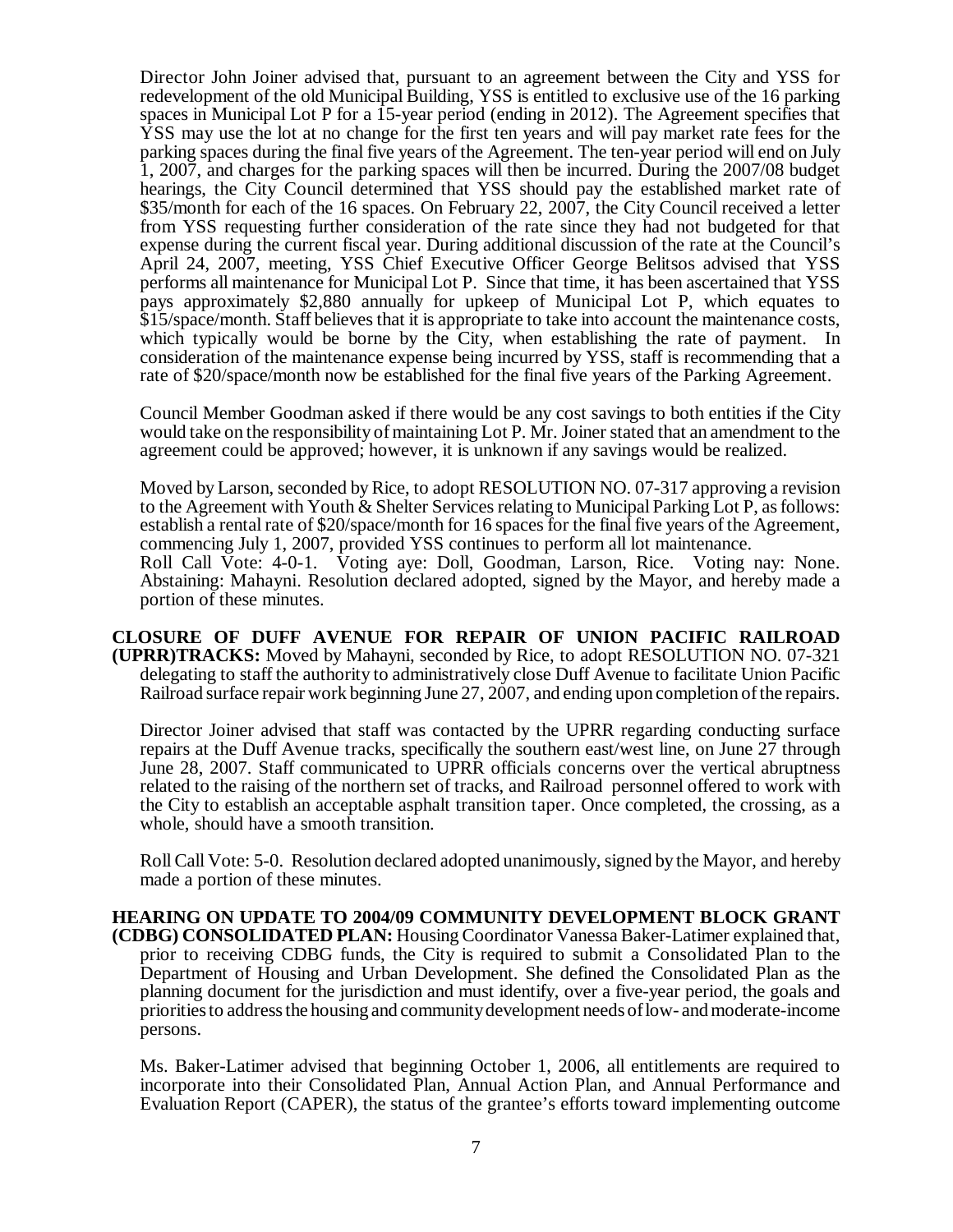Director John Joiner advised that, pursuant to an agreement between the City and YSS for redevelopment of the old Municipal Building, YSS is entitled to exclusive use of the 16 parking spaces in Municipal Lot P for a 15-year period (ending in 2012). The Agreement specifies that YSS may use the lot at no change for the first ten years and will pay market rate fees for the parking spaces during the final five years of the Agreement. The ten-year period will end on July 1, 2007, and charges for the parking spaces will then be incurred. During the 2007/08 budget hearings, the City Council determined that YSS should pay the established market rate of $35/month for each of the 16 spaces. On February 22, 2007, the City Council received a letter from YSS requesting further consideration of the rate since they had not budgeted for that expense during the current fiscal year. During additional discussion of the rate at the Council's April 24, 2007, meeting, YSS Chief Executive Officer George Belitsos advised that YSS performs all maintenance for Municipal Lot P. Since that time, it has been ascertained that YSS pays approximately $2,880 annually for upkeep of Municipal Lot P, which equates to $15/space/month. Staff believes that it is appropriate to take into account the maintenance costs, which typically would be borne by the City, when establishing the rate of payment. In consideration of the maintenance expense being incurred by YSS, staff is recommending that a rate of $20/space/month now be established for the final five years of the Parking Agreement.

Council Member Goodman asked if there would be any cost savings to both entities if the City would take on the responsibility of maintaining Lot P. Mr. Joiner stated that an amendment to the agreement could be approved; however, it is unknown if any savings would be realized.

Moved by Larson, seconded by Rice, to adopt RESOLUTION NO. 07-317 approving a revision to the Agreement with Youth & Shelter Services relating to Municipal Parking Lot P, as follows: establish a rental rate of $20/space/month for 16 spaces for the final five years of the Agreement, commencing July 1, 2007, provided YSS continues to perform all lot maintenance.
Roll Call Vote: 4-0-1. Voting aye: Doll, Goodman, Larson, Rice. Voting nay: None. Abstaining: Mahayni. Resolution declared adopted, signed by the Mayor, and hereby made a portion of these minutes.

**CLOSURE OF DUFF AVENUE FOR REPAIR OF UNION PACIFIC RAILROAD (UPRR)TRACKS:** Moved by Mahayni, seconded by Rice, to adopt RESOLUTION NO. 07-321 delegating to staff the authority to administratively close Duff Avenue to facilitate Union Pacific Railroad surface repair work beginning June 27, 2007, and ending upon completion of the repairs.

Director Joiner advised that staff was contacted by the UPRR regarding conducting surface repairs at the Duff Avenue tracks, specifically the southern east/west line, on June 27 through June 28, 2007. Staff communicated to UPRR officials concerns over the vertical abruptness related to the raising of the northern set of tracks, and Railroad personnel offered to work with the City to establish an acceptable asphalt transition taper. Once completed, the crossing, as a whole, should have a smooth transition.

Roll Call Vote: 5-0. Resolution declared adopted unanimously, signed by the Mayor, and hereby made a portion of these minutes.

**HEARING ON UPDATE TO 2004/09 COMMUNITY DEVELOPMENT BLOCK GRANT (CDBG) CONSOLIDATED PLAN:** Housing Coordinator Vanessa Baker-Latimer explained that, prior to receiving CDBG funds, the City is required to submit a Consolidated Plan to the Department of Housing and Urban Development. She defined the Consolidated Plan as the planning document for the jurisdiction and must identify, over a five-year period, the goals and priorities to address the housing and community development needs of low- and moderate-income persons.

Ms. Baker-Latimer advised that beginning October 1, 2006, all entitlements are required to incorporate into their Consolidated Plan, Annual Action Plan, and Annual Performance and Evaluation Report (CAPER), the status of the grantee's efforts toward implementing outcome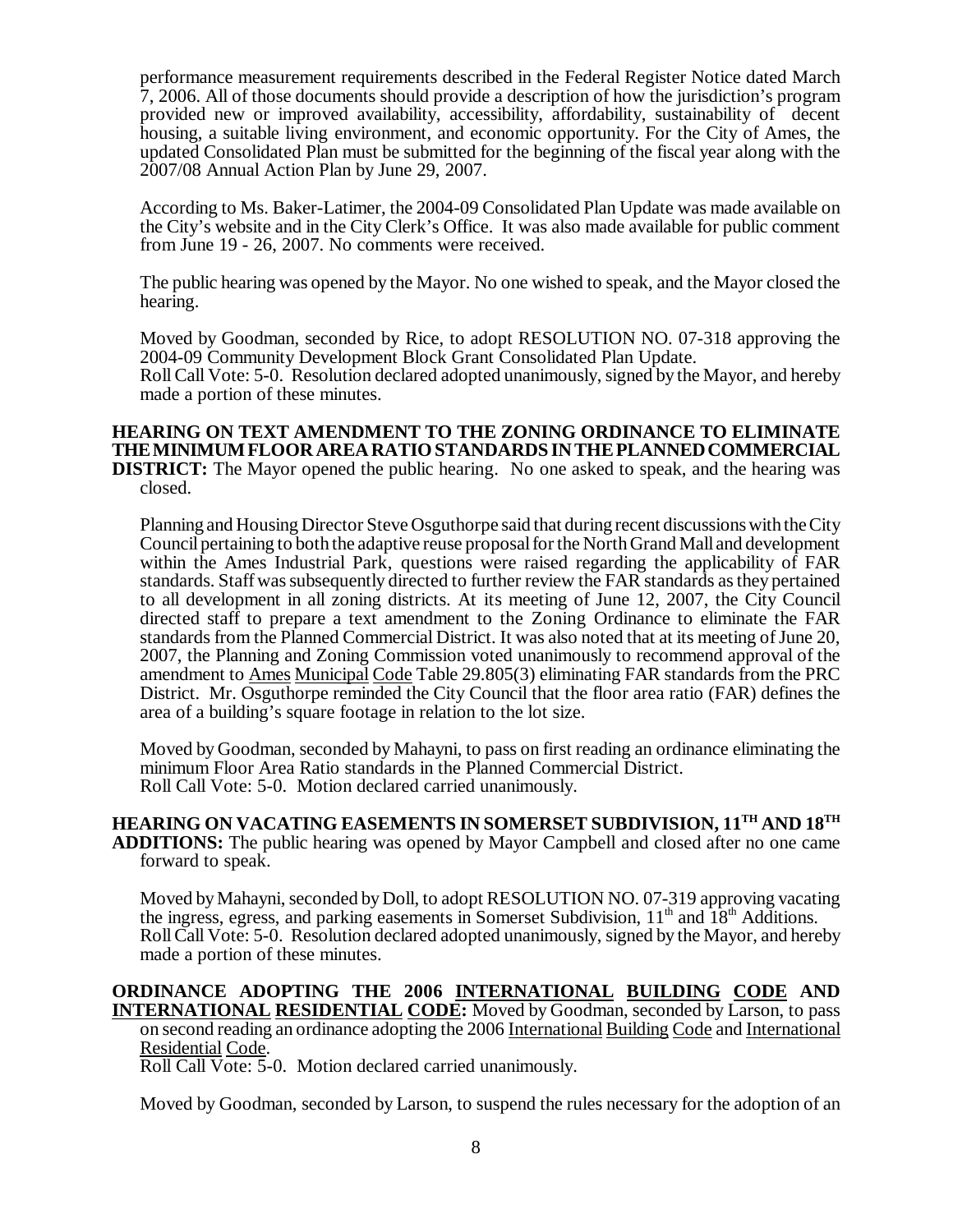performance measurement requirements described in the Federal Register Notice dated March 7, 2006. All of those documents should provide a description of how the jurisdiction's program provided new or improved availability, accessibility, affordability, sustainability of decent housing, a suitable living environment, and economic opportunity. For the City of Ames, the updated Consolidated Plan must be submitted for the beginning of the fiscal year along with the 2007/08 Annual Action Plan by June 29, 2007.

According to Ms. Baker-Latimer, the 2004-09 Consolidated Plan Update was made available on the City's website and in the City Clerk's Office. It was also made available for public comment from June 19 - 26, 2007. No comments were received.

The public hearing was opened by the Mayor. No one wished to speak, and the Mayor closed the hearing.

Moved by Goodman, seconded by Rice, to adopt RESOLUTION NO. 07-318 approving the 2004-09 Community Development Block Grant Consolidated Plan Update.
Roll Call Vote: 5-0. Resolution declared adopted unanimously, signed by the Mayor, and hereby made a portion of these minutes.

**HEARING ON TEXT AMENDMENT TO THE ZONING ORDINANCE TO ELIMINATE THE MINIMUM FLOOR AREA RATIO STANDARDS IN THE PLANNED COMMERCIAL DISTRICT:** The Mayor opened the public hearing. No one asked to speak, and the hearing was closed.

Planning and Housing Director Steve Osguthorpe said that during recent discussions with the City Council pertaining to both the adaptive reuse proposal for the North Grand Mall and development within the Ames Industrial Park, questions were raised regarding the applicability of FAR standards. Staff was subsequently directed to further review the FAR standards as they pertained to all development in all zoning districts. At its meeting of June 12, 2007, the City Council directed staff to prepare a text amendment to the Zoning Ordinance to eliminate the FAR standards from the Planned Commercial District. It was also noted that at its meeting of June 20, 2007, the Planning and Zoning Commission voted unanimously to recommend approval of the amendment to Ames Municipal Code Table 29.805(3) eliminating FAR standards from the PRC District. Mr. Osguthorpe reminded the City Council that the floor area ratio (FAR) defines the area of a building's square footage in relation to the lot size.

Moved by Goodman, seconded by Mahayni, to pass on first reading an ordinance eliminating the minimum Floor Area Ratio standards in the Planned Commercial District.
Roll Call Vote: 5-0. Motion declared carried unanimously.

**HEARING ON VACATING EASEMENTS IN SOMERSET SUBDIVISION, 11TH AND 18TH ADDITIONS:** The public hearing was opened by Mayor Campbell and closed after no one came forward to speak.

Moved by Mahayni, seconded by Doll, to adopt RESOLUTION NO. 07-319 approving vacating the ingress, egress, and parking easements in Somerset Subdivision, 11th and 18th Additions.
Roll Call Vote: 5-0. Resolution declared adopted unanimously, signed by the Mayor, and hereby made a portion of these minutes.

**ORDINANCE ADOPTING THE 2006 INTERNATIONAL BUILDING CODE AND INTERNATIONAL RESIDENTIAL CODE:** Moved by Goodman, seconded by Larson, to pass on second reading an ordinance adopting the 2006 International Building Code and International Residential Code.
Roll Call Vote: 5-0. Motion declared carried unanimously.

Moved by Goodman, seconded by Larson, to suspend the rules necessary for the adoption of an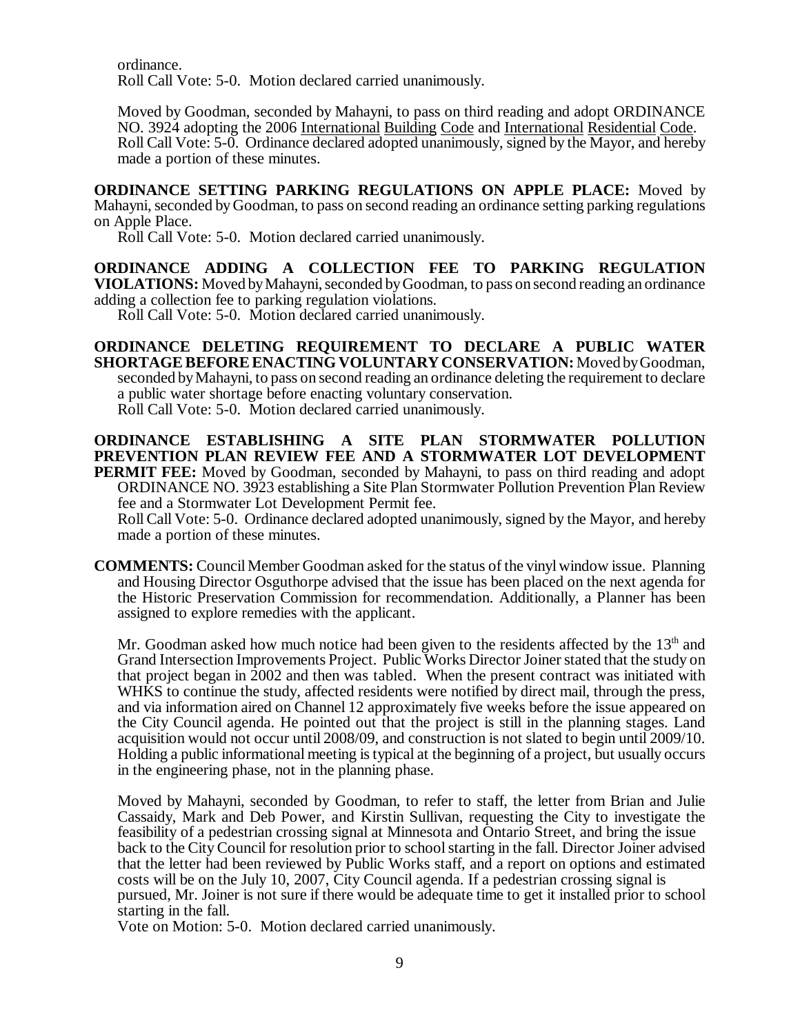ordinance.
Roll Call Vote: 5-0. Motion declared carried unanimously.

Moved by Goodman, seconded by Mahayni, to pass on third reading and adopt ORDINANCE NO. 3924 adopting the 2006 International Building Code and International Residential Code. Roll Call Vote: 5-0. Ordinance declared adopted unanimously, signed by the Mayor, and hereby made a portion of these minutes.

**ORDINANCE SETTING PARKING REGULATIONS ON APPLE PLACE:** Moved by Mahayni, seconded by Goodman, to pass on second reading an ordinance setting parking regulations on Apple Place.
Roll Call Vote: 5-0. Motion declared carried unanimously.

**ORDINANCE ADDING A COLLECTION FEE TO PARKING REGULATION VIOLATIONS:** Moved by Mahayni, seconded by Goodman, to pass on second reading an ordinance adding a collection fee to parking regulation violations.
Roll Call Vote: 5-0. Motion declared carried unanimously.

**ORDINANCE DELETING REQUIREMENT TO DECLARE A PUBLIC WATER SHORTAGE BEFORE ENACTING VOLUNTARY CONSERVATION:** Moved by Goodman, seconded by Mahayni, to pass on second reading an ordinance deleting the requirement to declare a public water shortage before enacting voluntary conservation.
Roll Call Vote: 5-0. Motion declared carried unanimously.

**ORDINANCE ESTABLISHING A SITE PLAN STORMWATER POLLUTION PREVENTION PLAN REVIEW FEE AND A STORMWATER LOT DEVELOPMENT PERMIT FEE:** Moved by Goodman, seconded by Mahayni, to pass on third reading and adopt ORDINANCE NO. 3923 establishing a Site Plan Stormwater Pollution Prevention Plan Review fee and a Stormwater Lot Development Permit fee.
Roll Call Vote: 5-0. Ordinance declared adopted unanimously, signed by the Mayor, and hereby made a portion of these minutes.

**COMMENTS:** Council Member Goodman asked for the status of the vinyl window issue. Planning and Housing Director Osguthorpe advised that the issue has been placed on the next agenda for the Historic Preservation Commission for recommendation. Additionally, a Planner has been assigned to explore remedies with the applicant.

Mr. Goodman asked how much notice had been given to the residents affected by the 13th and Grand Intersection Improvements Project. Public Works Director Joiner stated that the study on that project began in 2002 and then was tabled. When the present contract was initiated with WHKS to continue the study, affected residents were notified by direct mail, through the press, and via information aired on Channel 12 approximately five weeks before the issue appeared on the City Council agenda. He pointed out that the project is still in the planning stages. Land acquisition would not occur until 2008/09, and construction is not slated to begin until 2009/10. Holding a public informational meeting is typical at the beginning of a project, but usually occurs in the engineering phase, not in the planning phase.

Moved by Mahayni, seconded by Goodman, to refer to staff, the letter from Brian and Julie Cassaidy, Mark and Deb Power, and Kirstin Sullivan, requesting the City to investigate the feasibility of a pedestrian crossing signal at Minnesota and Ontario Street, and bring the issue back to the City Council for resolution prior to school starting in the fall. Director Joiner advised that the letter had been reviewed by Public Works staff, and a report on options and estimated costs will be on the July 10, 2007, City Council agenda. If a pedestrian crossing signal is pursued, Mr. Joiner is not sure if there would be adequate time to get it installed prior to school starting in the fall.
Vote on Motion: 5-0. Motion declared carried unanimously.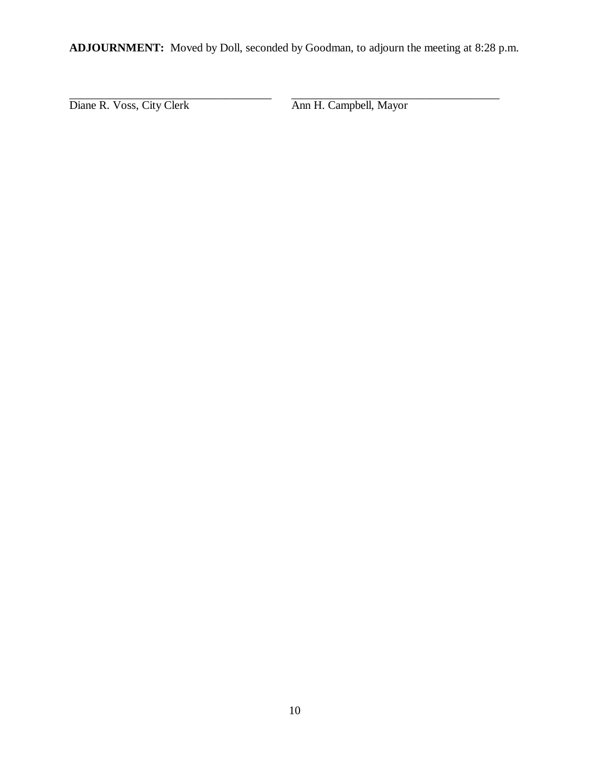**ADJOURNMENT:** Moved by Doll, seconded by Goodman, to adjourn the meeting at 8:28 p.m.

\_\_\_\_\_\_\_\_\_\_\_\_\_\_\_\_\_\_\_\_\_\_\_\_\_\_\_\_\_\_\_\_\_\_\_\_  
Diane R. Voss, City Clerk

\_\_\_\_\_\_\_\_\_\_\_\_\_\_\_\_\_\_\_\_\_\_\_\_\_\_\_\_\_\_\_\_\_\_\_\_  
Ann H. Campbell, Mayor